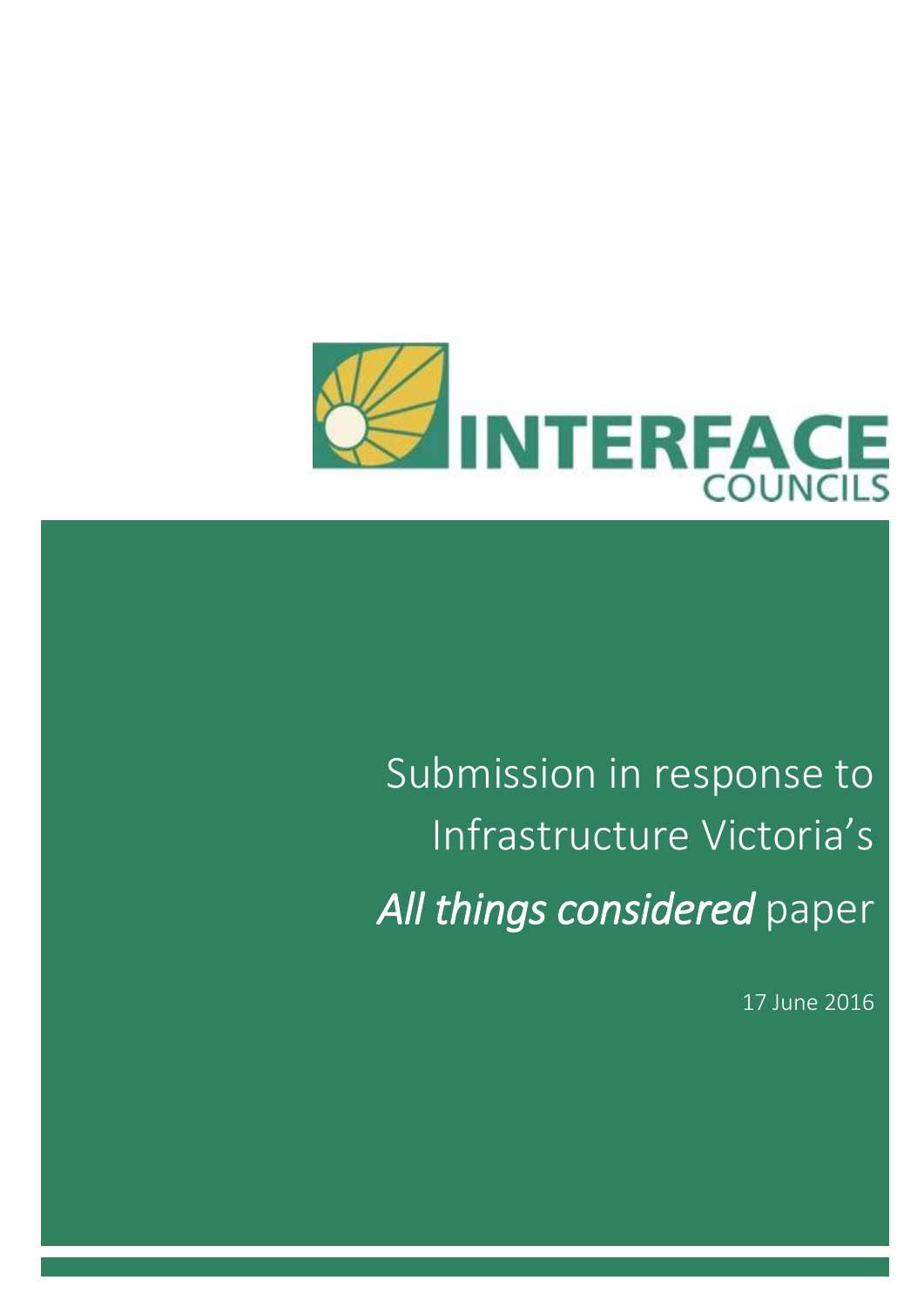INTERFACE COUNCILS

# Submission in response to Infrastructure Victoria's *All things considered* paper

17 June 2016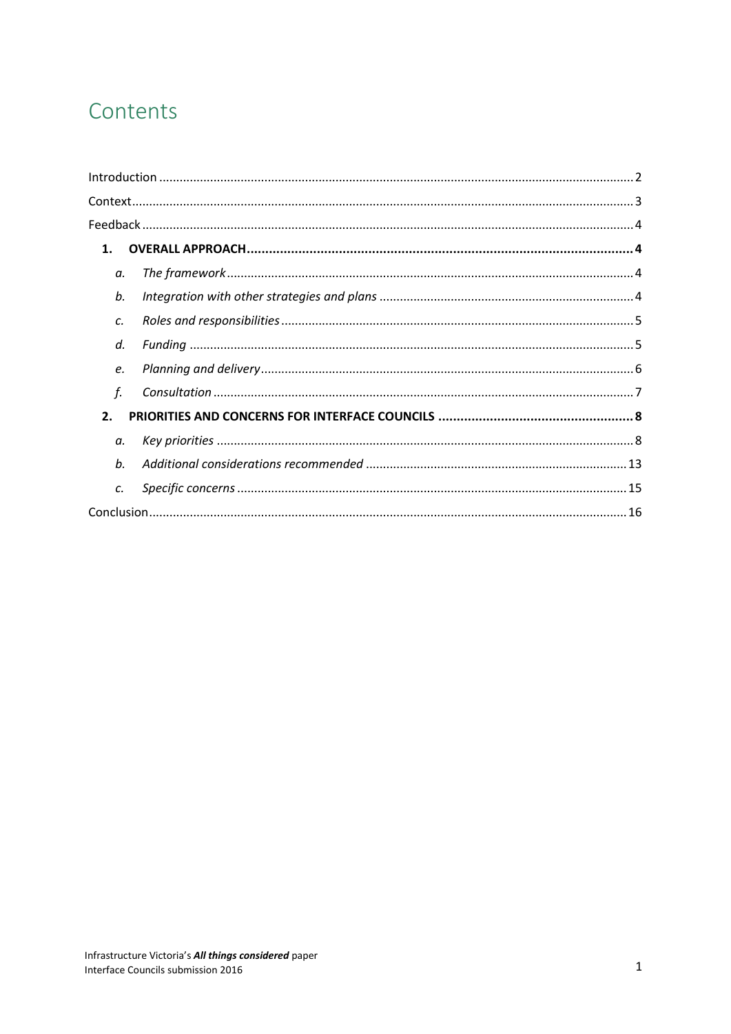# Contents

Introduction .......... 2

Context .......... 3

Feedback .......... 4

**1. OVERALL APPROACH .......... 4**

- *a. The framework* .......... 4
- *b. Integration with other strategies and plans* .......... 4
- *c. Roles and responsibilities* .......... 5
- *d. Funding* .......... 5
- *e. Planning and delivery* .......... 6
- *f. Consultation* .......... 7

**2. PRIORITIES AND CONCERNS FOR INTERFACE COUNCILS .......... 8**

- *a. Key priorities* .......... 8
- *b. Additional considerations recommended* .......... 13
- *c. Specific concerns* .......... 15

Conclusion .......... 16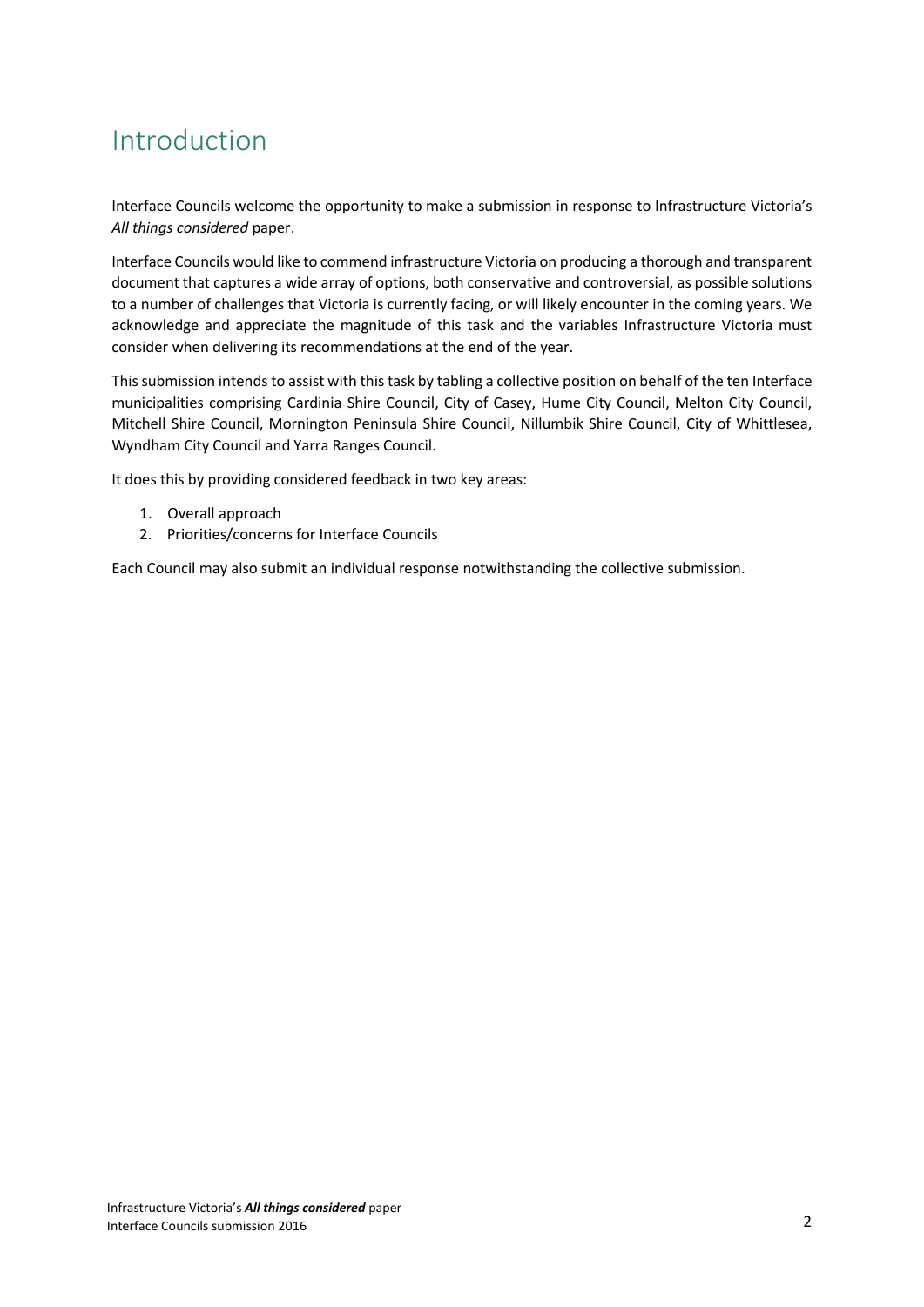# Introduction

Interface Councils welcome the opportunity to make a submission in response to Infrastructure Victoria's *All things considered* paper.

Interface Councils would like to commend infrastructure Victoria on producing a thorough and transparent document that captures a wide array of options, both conservative and controversial, as possible solutions to a number of challenges that Victoria is currently facing, or will likely encounter in the coming years. We acknowledge and appreciate the magnitude of this task and the variables Infrastructure Victoria must consider when delivering its recommendations at the end of the year.

This submission intends to assist with this task by tabling a collective position on behalf of the ten Interface municipalities comprising Cardinia Shire Council, City of Casey, Hume City Council, Melton City Council, Mitchell Shire Council, Mornington Peninsula Shire Council, Nillumbik Shire Council, City of Whittlesea, Wyndham City Council and Yarra Ranges Council.

It does this by providing considered feedback in two key areas:

1. Overall approach
2. Priorities/concerns for Interface Councils

Each Council may also submit an individual response notwithstanding the collective submission.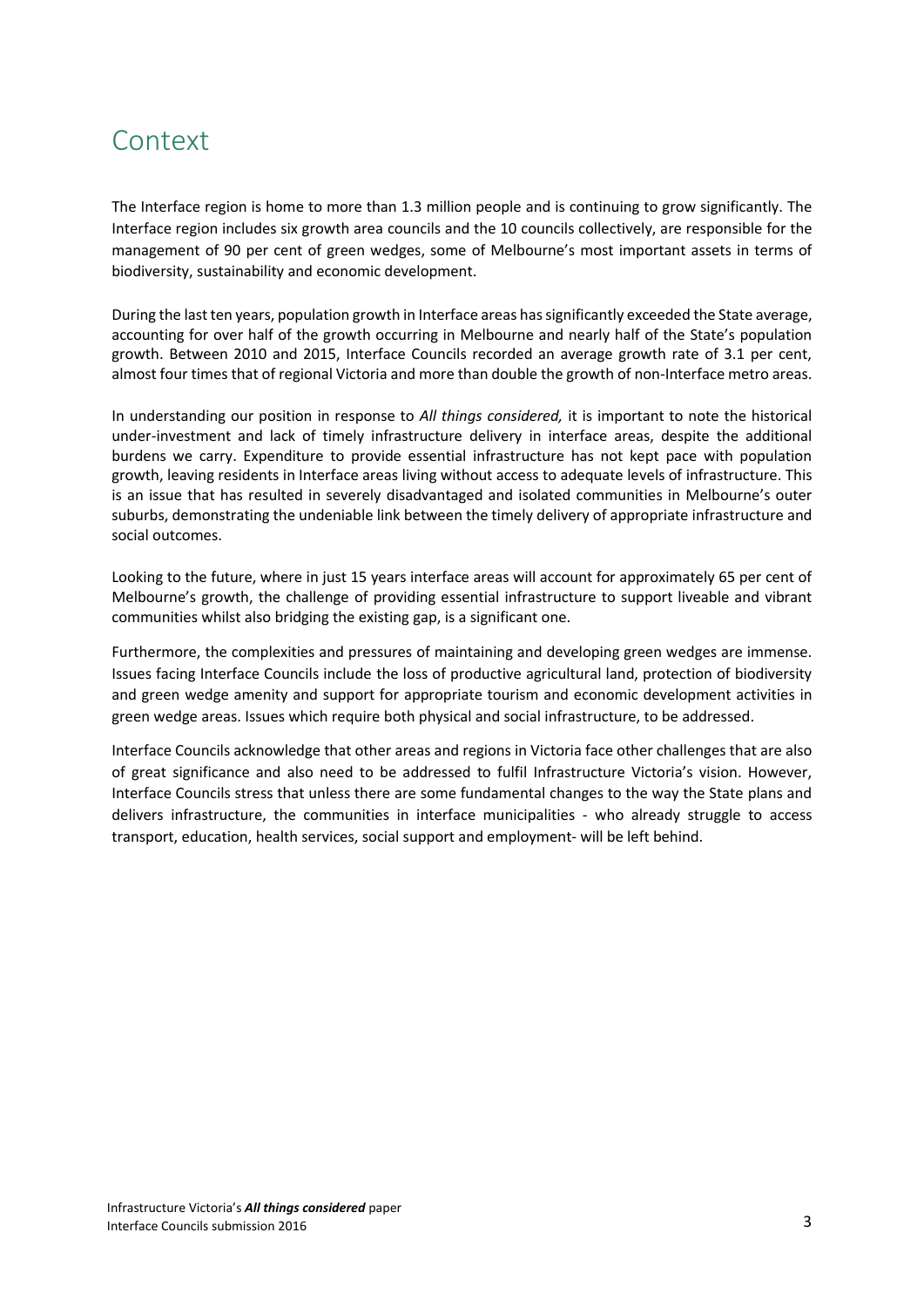# Context

The Interface region is home to more than 1.3 million people and is continuing to grow significantly. The Interface region includes six growth area councils and the 10 councils collectively, are responsible for the management of 90 per cent of green wedges, some of Melbourne's most important assets in terms of biodiversity, sustainability and economic development.

During the last ten years, population growth in Interface areas has significantly exceeded the State average, accounting for over half of the growth occurring in Melbourne and nearly half of the State's population growth. Between 2010 and 2015, Interface Councils recorded an average growth rate of 3.1 per cent, almost four times that of regional Victoria and more than double the growth of non-Interface metro areas.

In understanding our position in response to *All things considered,* it is important to note the historical under-investment and lack of timely infrastructure delivery in interface areas, despite the additional burdens we carry. Expenditure to provide essential infrastructure has not kept pace with population growth, leaving residents in Interface areas living without access to adequate levels of infrastructure. This is an issue that has resulted in severely disadvantaged and isolated communities in Melbourne's outer suburbs, demonstrating the undeniable link between the timely delivery of appropriate infrastructure and social outcomes.

Looking to the future, where in just 15 years interface areas will account for approximately 65 per cent of Melbourne's growth, the challenge of providing essential infrastructure to support liveable and vibrant communities whilst also bridging the existing gap, is a significant one.

Furthermore, the complexities and pressures of maintaining and developing green wedges are immense. Issues facing Interface Councils include the loss of productive agricultural land, protection of biodiversity and green wedge amenity and support for appropriate tourism and economic development activities in green wedge areas. Issues which require both physical and social infrastructure, to be addressed.

Interface Councils acknowledge that other areas and regions in Victoria face other challenges that are also of great significance and also need to be addressed to fulfil Infrastructure Victoria's vision. However, Interface Councils stress that unless there are some fundamental changes to the way the State plans and delivers infrastructure, the communities in interface municipalities - who already struggle to access transport, education, health services, social support and employment- will be left behind.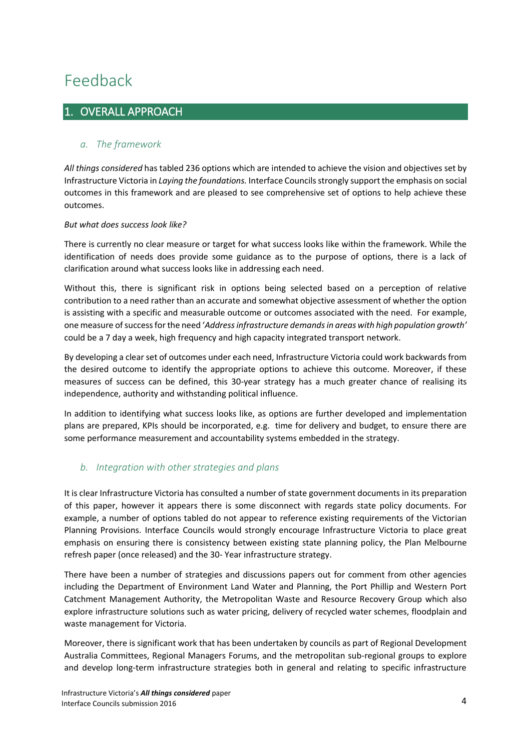# Feedback

## 1. OVERALL APPROACH

### *a. The framework*

*All things considered* has tabled 236 options which are intended to achieve the vision and objectives set by Infrastructure Victoria in *Laying the foundations.* Interface Councils strongly support the emphasis on social outcomes in this framework and are pleased to see comprehensive set of options to help achieve these outcomes.

*But what does success look like?*

There is currently no clear measure or target for what success looks like within the framework. While the identification of needs does provide some guidance as to the purpose of options, there is a lack of clarification around what success looks like in addressing each need.

Without this, there is significant risk in options being selected based on a perception of relative contribution to a need rather than an accurate and somewhat objective assessment of whether the option is assisting with a specific and measurable outcome or outcomes associated with the need. For example, one measure of success for the need '*Address infrastructure demands in areas with high population growth'* could be a 7 day a week, high frequency and high capacity integrated transport network.

By developing a clear set of outcomes under each need, Infrastructure Victoria could work backwards from the desired outcome to identify the appropriate options to achieve this outcome. Moreover, if these measures of success can be defined, this 30-year strategy has a much greater chance of realising its independence, authority and withstanding political influence.

In addition to identifying what success looks like, as options are further developed and implementation plans are prepared, KPIs should be incorporated, e.g. time for delivery and budget, to ensure there are some performance measurement and accountability systems embedded in the strategy.

### *b. Integration with other strategies and plans*

It is clear Infrastructure Victoria has consulted a number of state government documents in its preparation of this paper, however it appears there is some disconnect with regards state policy documents. For example, a number of options tabled do not appear to reference existing requirements of the Victorian Planning Provisions. Interface Councils would strongly encourage Infrastructure Victoria to place great emphasis on ensuring there is consistency between existing state planning policy, the Plan Melbourne refresh paper (once released) and the 30- Year infrastructure strategy.

There have been a number of strategies and discussions papers out for comment from other agencies including the Department of Environment Land Water and Planning, the Port Phillip and Western Port Catchment Management Authority, the Metropolitan Waste and Resource Recovery Group which also explore infrastructure solutions such as water pricing, delivery of recycled water schemes, floodplain and waste management for Victoria.

Moreover, there is significant work that has been undertaken by councils as part of Regional Development Australia Committees, Regional Managers Forums, and the metropolitan sub-regional groups to explore and develop long-term infrastructure strategies both in general and relating to specific infrastructure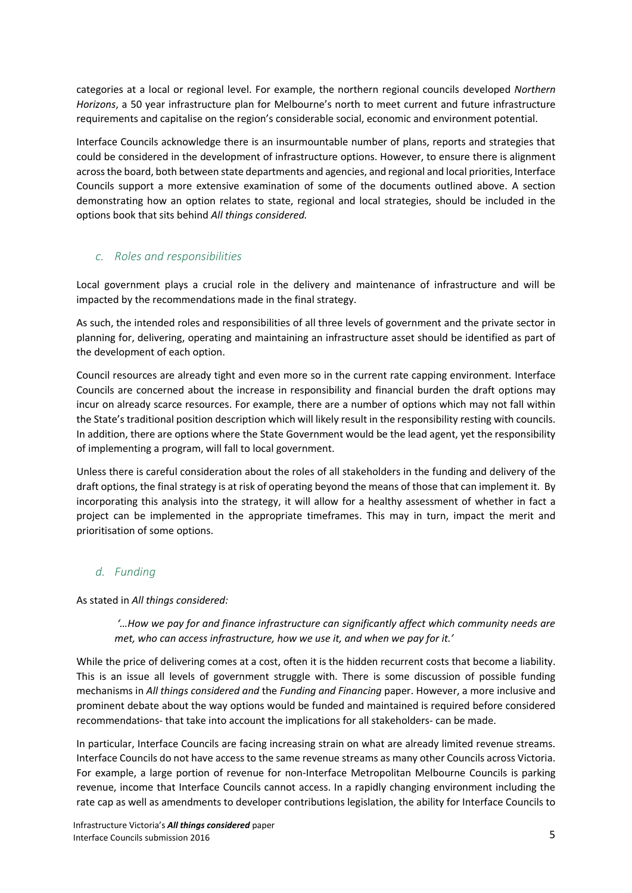categories at a local or regional level. For example, the northern regional councils developed *Northern Horizons*, a 50 year infrastructure plan for Melbourne's north to meet current and future infrastructure requirements and capitalise on the region's considerable social, economic and environment potential.

Interface Councils acknowledge there is an insurmountable number of plans, reports and strategies that could be considered in the development of infrastructure options. However, to ensure there is alignment across the board, both between state departments and agencies, and regional and local priorities, Interface Councils support a more extensive examination of some of the documents outlined above. A section demonstrating how an option relates to state, regional and local strategies, should be included in the options book that sits behind *All things considered.*

### *c. Roles and responsibilities*

Local government plays a crucial role in the delivery and maintenance of infrastructure and will be impacted by the recommendations made in the final strategy.

As such, the intended roles and responsibilities of all three levels of government and the private sector in planning for, delivering, operating and maintaining an infrastructure asset should be identified as part of the development of each option.

Council resources are already tight and even more so in the current rate capping environment. Interface Councils are concerned about the increase in responsibility and financial burden the draft options may incur on already scarce resources. For example, there are a number of options which may not fall within the State's traditional position description which will likely result in the responsibility resting with councils. In addition, there are options where the State Government would be the lead agent, yet the responsibility of implementing a program, will fall to local government.

Unless there is careful consideration about the roles of all stakeholders in the funding and delivery of the draft options, the final strategy is at risk of operating beyond the means of those that can implement it. By incorporating this analysis into the strategy, it will allow for a healthy assessment of whether in fact a project can be implemented in the appropriate timeframes. This may in turn, impact the merit and prioritisation of some options.

### *d. Funding*

As stated in *All things considered:*

> *'…How we pay for and finance infrastructure can significantly affect which community needs are met, who can access infrastructure, how we use it, and when we pay for it.'*

While the price of delivering comes at a cost, often it is the hidden recurrent costs that become a liability. This is an issue all levels of government struggle with. There is some discussion of possible funding mechanisms in *All things considered and* the *Funding and Financing* paper. However, a more inclusive and prominent debate about the way options would be funded and maintained is required before considered recommendations- that take into account the implications for all stakeholders- can be made.

In particular, Interface Councils are facing increasing strain on what are already limited revenue streams. Interface Councils do not have access to the same revenue streams as many other Councils across Victoria. For example, a large portion of revenue for non-Interface Metropolitan Melbourne Councils is parking revenue, income that Interface Councils cannot access. In a rapidly changing environment including the rate cap as well as amendments to developer contributions legislation, the ability for Interface Councils to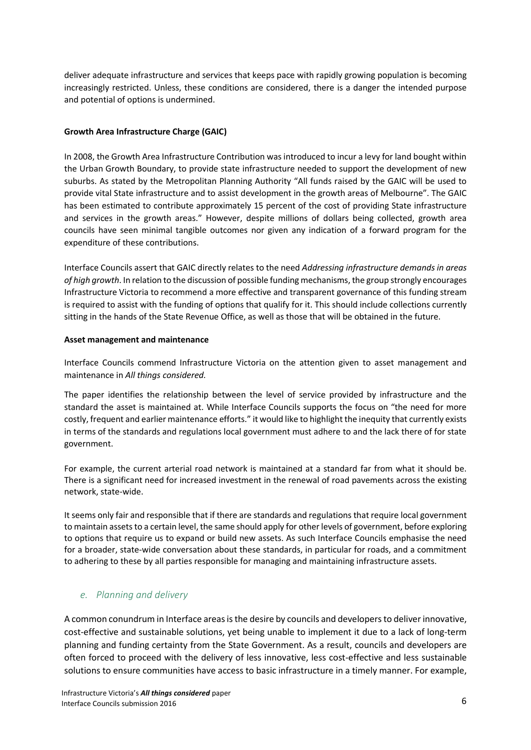deliver adequate infrastructure and services that keeps pace with rapidly growing population is becoming increasingly restricted. Unless, these conditions are considered, there is a danger the intended purpose and potential of options is undermined.

**Growth Area Infrastructure Charge (GAIC)**

In 2008, the Growth Area Infrastructure Contribution was introduced to incur a levy for land bought within the Urban Growth Boundary, to provide state infrastructure needed to support the development of new suburbs. As stated by the Metropolitan Planning Authority "All funds raised by the GAIC will be used to provide vital State infrastructure and to assist development in the growth areas of Melbourne". The GAIC has been estimated to contribute approximately 15 percent of the cost of providing State infrastructure and services in the growth areas." However, despite millions of dollars being collected, growth area councils have seen minimal tangible outcomes nor given any indication of a forward program for the expenditure of these contributions.

Interface Councils assert that GAIC directly relates to the need *Addressing infrastructure demands in areas of high growth*. In relation to the discussion of possible funding mechanisms, the group strongly encourages Infrastructure Victoria to recommend a more effective and transparent governance of this funding stream is required to assist with the funding of options that qualify for it. This should include collections currently sitting in the hands of the State Revenue Office, as well as those that will be obtained in the future.

**Asset management and maintenance**

Interface Councils commend Infrastructure Victoria on the attention given to asset management and maintenance in *All things considered.*

The paper identifies the relationship between the level of service provided by infrastructure and the standard the asset is maintained at. While Interface Councils supports the focus on "the need for more costly, frequent and earlier maintenance efforts." it would like to highlight the inequity that currently exists in terms of the standards and regulations local government must adhere to and the lack there of for state government.

For example, the current arterial road network is maintained at a standard far from what it should be. There is a significant need for increased investment in the renewal of road pavements across the existing network, state-wide.

It seems only fair and responsible that if there are standards and regulations that require local government to maintain assets to a certain level, the same should apply for other levels of government, before exploring to options that require us to expand or build new assets. As such Interface Councils emphasise the need for a broader, state-wide conversation about these standards, in particular for roads, and a commitment to adhering to these by all parties responsible for managing and maintaining infrastructure assets.

### *e. Planning and delivery*

A common conundrum in Interface areas is the desire by councils and developers to deliver innovative, cost-effective and sustainable solutions, yet being unable to implement it due to a lack of long-term planning and funding certainty from the State Government. As a result, councils and developers are often forced to proceed with the delivery of less innovative, less cost-effective and less sustainable solutions to ensure communities have access to basic infrastructure in a timely manner. For example,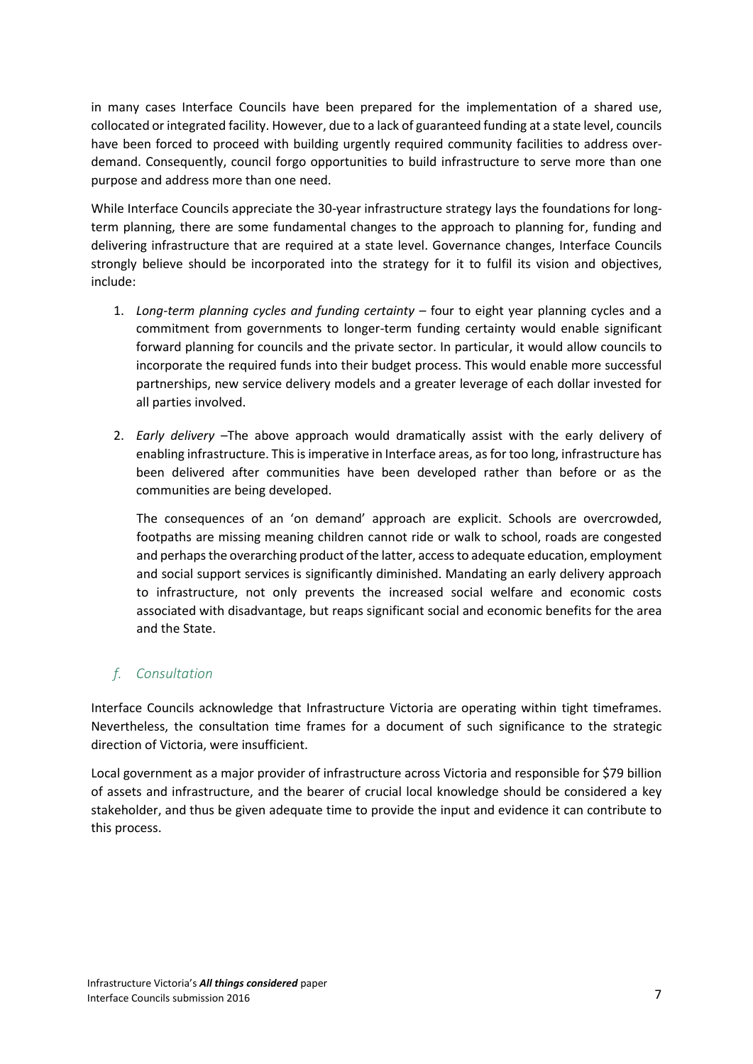in many cases Interface Councils have been prepared for the implementation of a shared use, collocated or integrated facility. However, due to a lack of guaranteed funding at a state level, councils have been forced to proceed with building urgently required community facilities to address over-demand. Consequently, council forgo opportunities to build infrastructure to serve more than one purpose and address more than one need.

While Interface Councils appreciate the 30-year infrastructure strategy lays the foundations for long-term planning, there are some fundamental changes to the approach to planning for, funding and delivering infrastructure that are required at a state level. Governance changes, Interface Councils strongly believe should be incorporated into the strategy for it to fulfil its vision and objectives, include:

1. *Long-term planning cycles and funding certainty* – four to eight year planning cycles and a commitment from governments to longer-term funding certainty would enable significant forward planning for councils and the private sector. In particular, it would allow councils to incorporate the required funds into their budget process. This would enable more successful partnerships, new service delivery models and a greater leverage of each dollar invested for all parties involved.

2. *Early delivery* –The above approach would dramatically assist with the early delivery of enabling infrastructure. This is imperative in Interface areas, as for too long, infrastructure has been delivered after communities have been developed rather than before or as the communities are being developed.

   The consequences of an 'on demand' approach are explicit. Schools are overcrowded, footpaths are missing meaning children cannot ride or walk to school, roads are congested and perhaps the overarching product of the latter, access to adequate education, employment and social support services is significantly diminished. Mandating an early delivery approach to infrastructure, not only prevents the increased social welfare and economic costs associated with disadvantage, but reaps significant social and economic benefits for the area and the State.

## *f. Consultation*

Interface Councils acknowledge that Infrastructure Victoria are operating within tight timeframes. Nevertheless, the consultation time frames for a document of such significance to the strategic direction of Victoria, were insufficient.

Local government as a major provider of infrastructure across Victoria and responsible for $79 billion of assets and infrastructure, and the bearer of crucial local knowledge should be considered a key stakeholder, and thus be given adequate time to provide the input and evidence it can contribute to this process.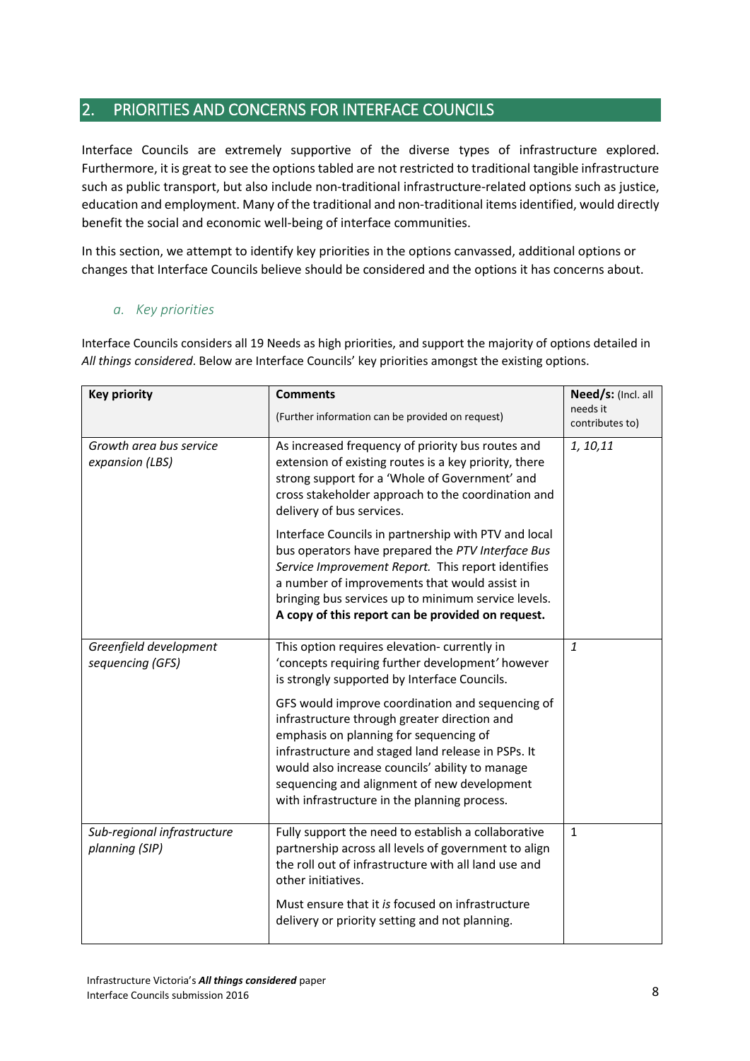## 2. PRIORITIES AND CONCERNS FOR INTERFACE COUNCILS

Interface Councils are extremely supportive of the diverse types of infrastructure explored. Furthermore, it is great to see the options tabled are not restricted to traditional tangible infrastructure such as public transport, but also include non-traditional infrastructure-related options such as justice, education and employment. Many of the traditional and non-traditional items identified, would directly benefit the social and economic well-being of interface communities.

In this section, we attempt to identify key priorities in the options canvassed, additional options or changes that Interface Councils believe should be considered and the options it has concerns about.

### *a. Key priorities*

Interface Councils considers all 19 Needs as high priorities, and support the majority of options detailed in *All things considered*. Below are Interface Councils' key priorities amongst the existing options.

| **Key priority** | **Comments** (Further information can be provided on request) | **Need/s:** (Incl. all needs it contributes to) |
|---|---|---|
| *Growth area bus service expansion (LBS)* | As increased frequency of priority bus routes and extension of existing routes is a key priority, there strong support for a 'Whole of Government' and cross stakeholder approach to the coordination and delivery of bus services.<br><br>Interface Councils in partnership with PTV and local bus operators have prepared the *PTV Interface Bus Service Improvement Report.* This report identifies a number of improvements that would assist in bringing bus services up to minimum service levels. **A copy of this report can be provided on request.** | *1, 10,11* |
| *Greenfield development sequencing (GFS)* | This option requires elevation- currently in 'concepts requiring further development' however is strongly supported by Interface Councils.<br><br>GFS would improve coordination and sequencing of infrastructure through greater direction and emphasis on planning for sequencing of infrastructure and staged land release in PSPs. It would also increase councils' ability to manage sequencing and alignment of new development with infrastructure in the planning process. | *1* |
| *Sub-regional infrastructure planning (SIP)* | Fully support the need to establish a collaborative partnership across all levels of government to align the roll out of infrastructure with all land use and other initiatives.<br><br>Must ensure that it *is* focused on infrastructure delivery or priority setting and not planning. | 1 |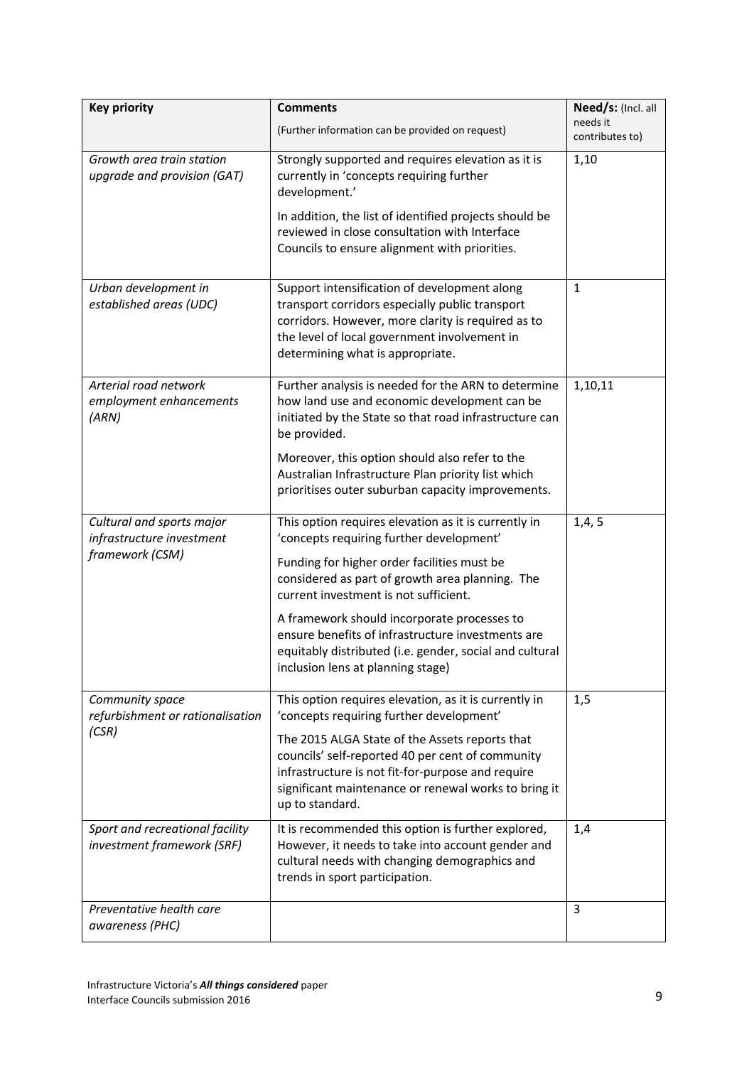| **Key priority** | **Comments**<br>(Further information can be provided on request) | **Need/s:** (Incl. all needs it contributes to) |
|---|---|---|
| *Growth area train station upgrade and provision (GAT)* | Strongly supported and requires elevation as it is currently in 'concepts requiring further development.'<br><br>In addition, the list of identified projects should be reviewed in close consultation with Interface Councils to ensure alignment with priorities. | 1,10 |
| *Urban development in established areas (UDC)* | Support intensification of development along transport corridors especially public transport corridors. However, more clarity is required as to the level of local government involvement in determining what is appropriate. | 1 |
| *Arterial road network employment enhancements (ARN)* | Further analysis is needed for the ARN to determine how land use and economic development can be initiated by the State so that road infrastructure can be provided.<br><br>Moreover, this option should also refer to the Australian Infrastructure Plan priority list which prioritises outer suburban capacity improvements. | 1,10,11 |
| *Cultural and sports major infrastructure investment framework (CSM)* | This option requires elevation as it is currently in 'concepts requiring further development'<br><br>Funding for higher order facilities must be considered as part of growth area planning. The current investment is not sufficient.<br><br>A framework should incorporate processes to ensure benefits of infrastructure investments are equitably distributed (i.e. gender, social and cultural inclusion lens at planning stage) | 1,4, 5 |
| *Community space refurbishment or rationalisation (CSR)* | This option requires elevation, as it is currently in 'concepts requiring further development'<br><br>The 2015 ALGA State of the Assets reports that councils' self-reported 40 per cent of community infrastructure is not fit-for-purpose and require significant maintenance or renewal works to bring it up to standard. | 1,5 |
| *Sport and recreational facility investment framework (SRF)* | It is recommended this option is further explored, However, it needs to take into account gender and cultural needs with changing demographics and trends in sport participation. | 1,4 |
| *Preventative health care awareness (PHC)* | | 3 |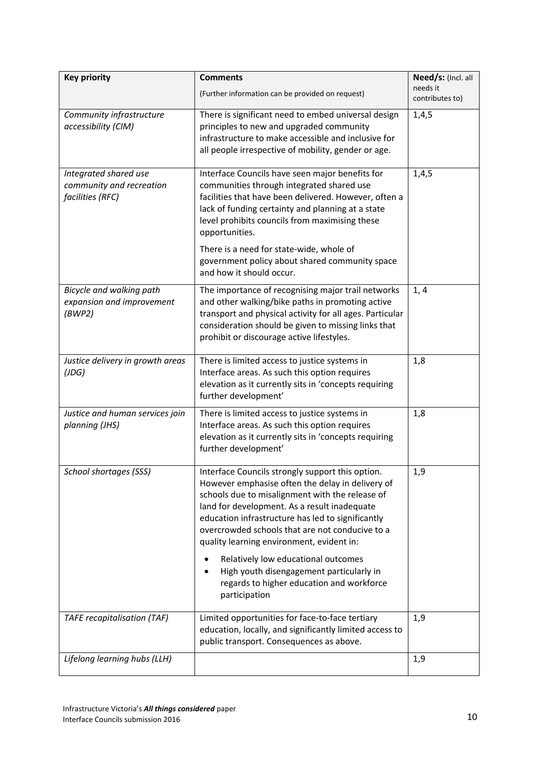| **Key priority** | **Comments**<br>(Further information can be provided on request) | **Need/s:** (Incl. all needs it contributes to) |
|---|---|---|
| *Community infrastructure accessibility (CIM)* | There is significant need to embed universal design principles to new and upgraded community infrastructure to make accessible and inclusive for all people irrespective of mobility, gender or age. | 1,4,5 |
| *Integrated shared use community and recreation facilities (RFC)* | Interface Councils have seen major benefits for communities through integrated shared use facilities that have been delivered. However, often a lack of funding certainty and planning at a state level prohibits councils from maximising these opportunities.<br><br>There is a need for state-wide, whole of government policy about shared community space and how it should occur. | 1,4,5 |
| *Bicycle and walking path expansion and improvement (BWP2)* | The importance of recognising major trail networks and other walking/bike paths in promoting active transport and physical activity for all ages. Particular consideration should be given to missing links that prohibit or discourage active lifestyles. | 1, 4 |
| *Justice delivery in growth areas (JDG)* | There is limited access to justice systems in Interface areas. As such this option requires elevation as it currently sits in 'concepts requiring further development' | 1,8 |
| *Justice and human services join planning (JHS)* | There is limited access to justice systems in Interface areas. As such this option requires elevation as it currently sits in 'concepts requiring further development' | 1,8 |
| *School shortages (SSS)* | Interface Councils strongly support this option. However emphasise often the delay in delivery of schools due to misalignment with the release of land for development. As a result inadequate education infrastructure has led to significantly overcrowded schools that are not conducive to a quality learning environment, evident in:<br><br>• Relatively low educational outcomes<br>• High youth disengagement particularly in regards to higher education and workforce participation | 1,9 |
| *TAFE recapitalisation (TAF)* | Limited opportunities for face-to-face tertiary education, locally, and significantly limited access to public transport. Consequences as above. | 1,9 |
| *Lifelong learning hubs (LLH)* | | 1,9 |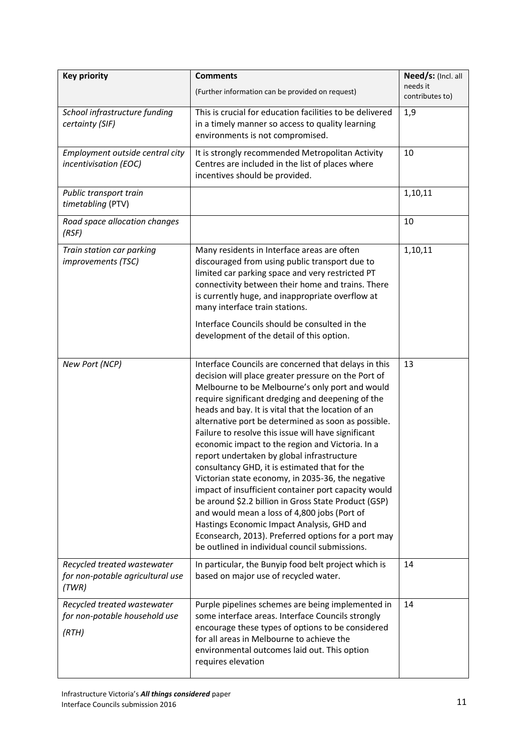| **Key priority** | **Comments** (Further information can be provided on request) | **Need/s:** (Incl. all needs it contributes to) |
|---|---|---|
| *School infrastructure funding certainty (SIF)* | This is crucial for education facilities to be delivered in a timely manner so access to quality learning environments is not compromised. | 1,9 |
| *Employment outside central city incentivisation (EOC)* | It is strongly recommended Metropolitan Activity Centres are included in the list of places where incentives should be provided. | 10 |
| *Public transport train timetabling* (PTV) | | 1,10,11 |
| *Road space allocation changes (RSF)* | | 10 |
| *Train station car parking improvements (TSC)* | Many residents in Interface areas are often discouraged from using public transport due to limited car parking space and very restricted PT connectivity between their home and trains. There is currently huge, and inappropriate overflow at many interface train stations.<br><br>Interface Councils should be consulted in the development of the detail of this option. | 1,10,11 |
| *New Port (NCP)* | Interface Councils are concerned that delays in this decision will place greater pressure on the Port of Melbourne to be Melbourne's only port and would require significant dredging and deepening of the heads and bay. It is vital that the location of an alternative port be determined as soon as possible. Failure to resolve this issue will have significant economic impact to the region and Victoria. In a report undertaken by global infrastructure consultancy GHD, it is estimated that for the Victorian state economy, in 2035-36, the negative impact of insufficient container port capacity would be around \$2.2 billion in Gross State Product (GSP) and would mean a loss of 4,800 jobs (Port of Hastings Economic Impact Analysis, GHD and Econsearch, 2013). Preferred options for a port may be outlined in individual council submissions. | 13 |
| *Recycled treated wastewater for non-potable agricultural use (TWR)* | In particular, the Bunyip food belt project which is based on major use of recycled water. | 14 |
| *Recycled treated wastewater for non-potable household use (RTH)* | Purple pipelines schemes are being implemented in some interface areas. Interface Councils strongly encourage these types of options to be considered for all areas in Melbourne to achieve the environmental outcomes laid out. This option requires elevation | 14 |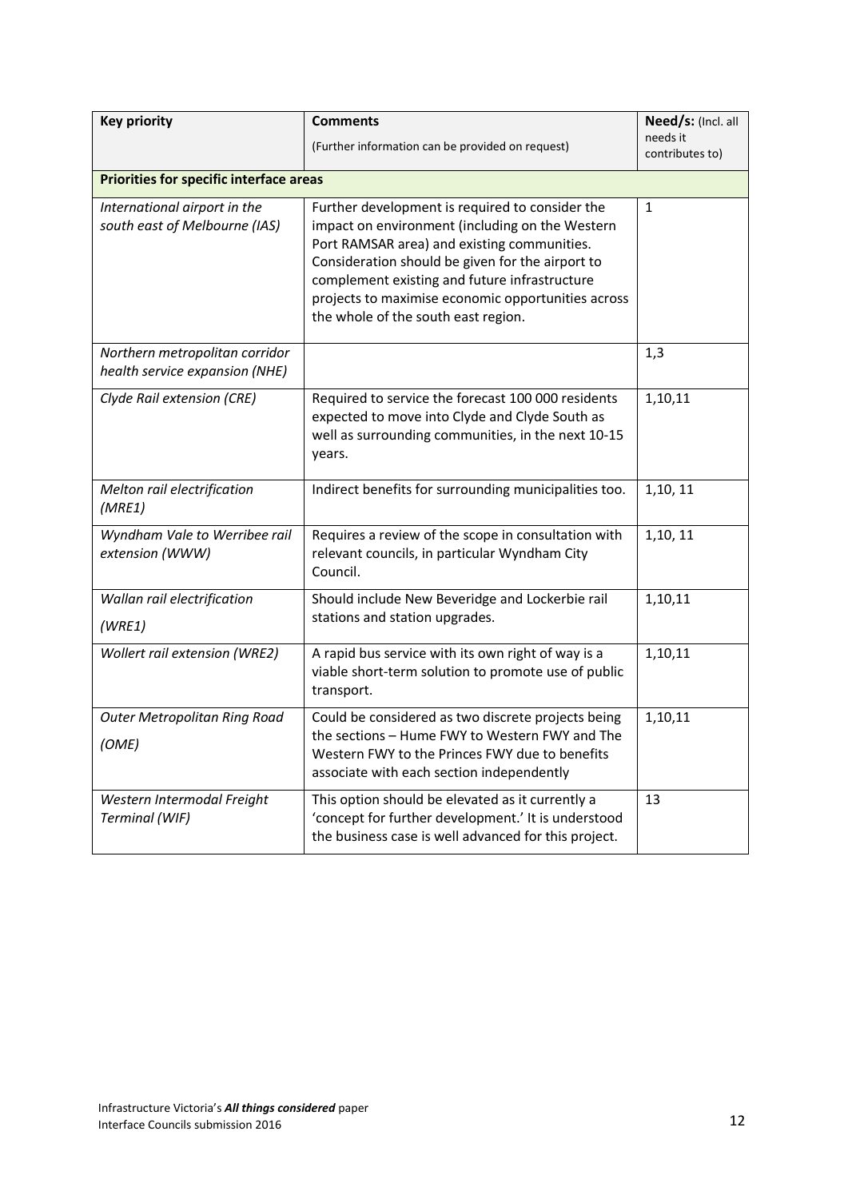| Key priority | Comments (Further information can be provided on request) | Need/s: (Incl. all needs it contributes to) |
| --- | --- | --- |
| **Priorities for specific interface areas** | | |
| *International airport in the south east of Melbourne (IAS)* | Further development is required to consider the impact on environment (including on the Western Port RAMSAR area) and existing communities. Consideration should be given for the airport to complement existing and future infrastructure projects to maximise economic opportunities across the whole of the south east region. | 1 |
| *Northern metropolitan corridor health service expansion (NHE)* | | 1,3 |
| *Clyde Rail extension (CRE)* | Required to service the forecast 100 000 residents expected to move into Clyde and Clyde South as well as surrounding communities, in the next 10-15 years. | 1,10,11 |
| *Melton rail electrification (MRE1)* | Indirect benefits for surrounding municipalities too. | 1,10, 11 |
| *Wyndham Vale to Werribee rail extension (WWW)* | Requires a review of the scope in consultation with relevant councils, in particular Wyndham City Council. | 1,10, 11 |
| *Wallan rail electrification (WRE1)* | Should include New Beveridge and Lockerbie rail stations and station upgrades. | 1,10,11 |
| *Wollert rail extension (WRE2)* | A rapid bus service with its own right of way is a viable short-term solution to promote use of public transport. | 1,10,11 |
| *Outer Metropolitan Ring Road (OME)* | Could be considered as two discrete projects being the sections – Hume FWY to Western FWY and The Western FWY to the Princes FWY due to benefits associate with each section independently | 1,10,11 |
| *Western Intermodal Freight Terminal (WIF)* | This option should be elevated as it currently a 'concept for further development.' It is understood the business case is well advanced for this project. | 13 |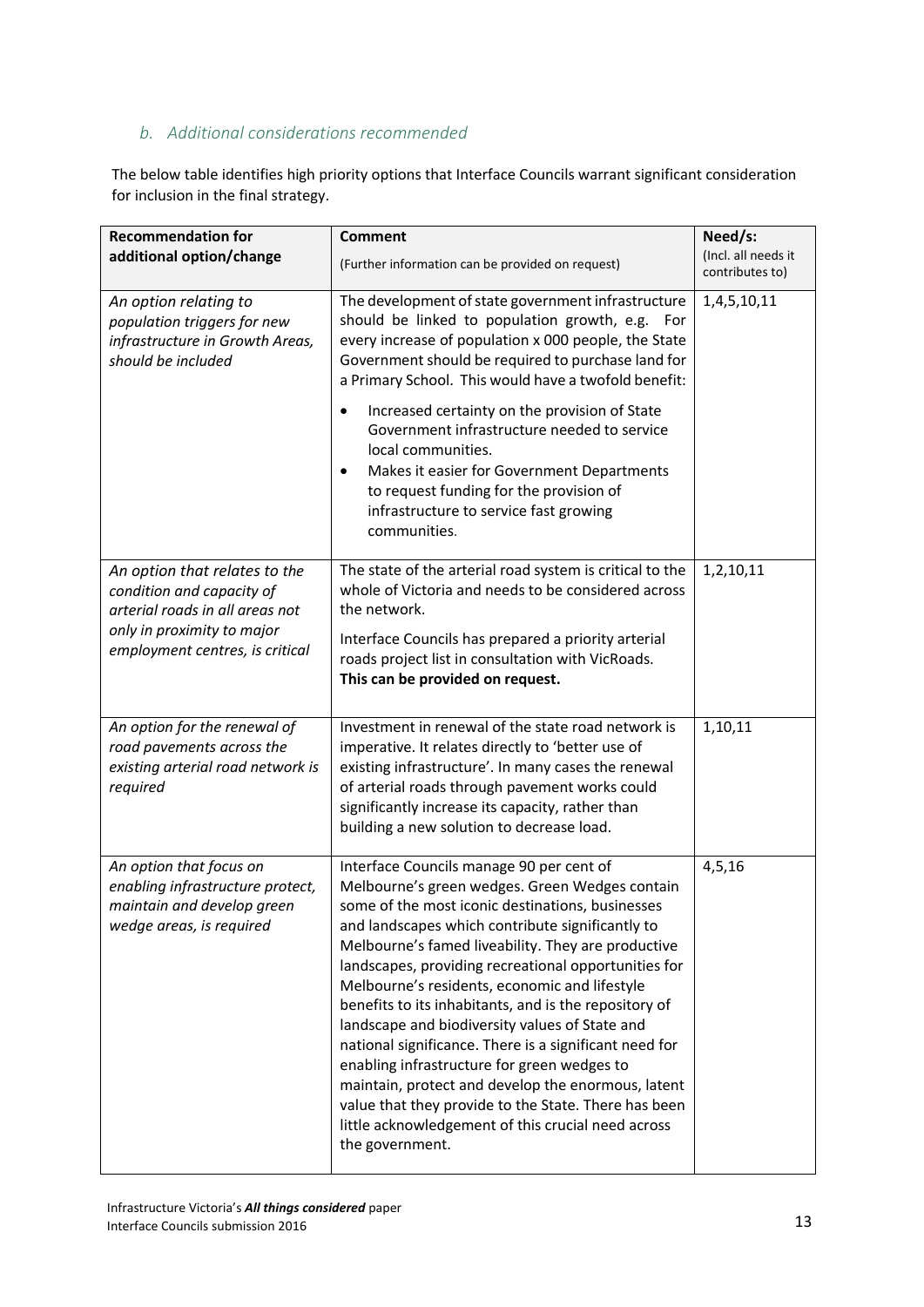### *b. Additional considerations recommended*

The below table identifies high priority options that Interface Councils warrant significant consideration for inclusion in the final strategy.

| **Recommendation for additional option/change** | **Comment** (Further information can be provided on request) | **Need/s:** (Incl. all needs it contributes to) |
|---|---|---|
| *An option relating to population triggers for new infrastructure in Growth Areas, should be included* | The development of state government infrastructure should be linked to population growth, e.g. For every increase of population x 000 people, the State Government should be required to purchase land for a Primary School. This would have a twofold benefit: <br>• Increased certainty on the provision of State Government infrastructure needed to service local communities. <br>• Makes it easier for Government Departments to request funding for the provision of infrastructure to service fast growing communities. | 1,4,5,10,11 |
| *An option that relates to the condition and capacity of arterial roads in all areas not only in proximity to major employment centres, is critical* | The state of the arterial road system is critical to the whole of Victoria and needs to be considered across the network. <br>Interface Councils has prepared a priority arterial roads project list in consultation with VicRoads. **This can be provided on request.** | 1,2,10,11 |
| *An option for the renewal of road pavements across the existing arterial road network is required* | Investment in renewal of the state road network is imperative. It relates directly to 'better use of existing infrastructure'. In many cases the renewal of arterial roads through pavement works could significantly increase its capacity, rather than building a new solution to decrease load. | 1,10,11 |
| *An option that focus on enabling infrastructure protect, maintain and develop green wedge areas, is required* | Interface Councils manage 90 per cent of Melbourne's green wedges. Green Wedges contain some of the most iconic destinations, businesses and landscapes which contribute significantly to Melbourne's famed liveability. They are productive landscapes, providing recreational opportunities for Melbourne's residents, economic and lifestyle benefits to its inhabitants, and is the repository of landscape and biodiversity values of State and national significance. There is a significant need for enabling infrastructure for green wedges to maintain, protect and develop the enormous, latent value that they provide to the State. There has been little acknowledgement of this crucial need across the government. | 4,5,16 |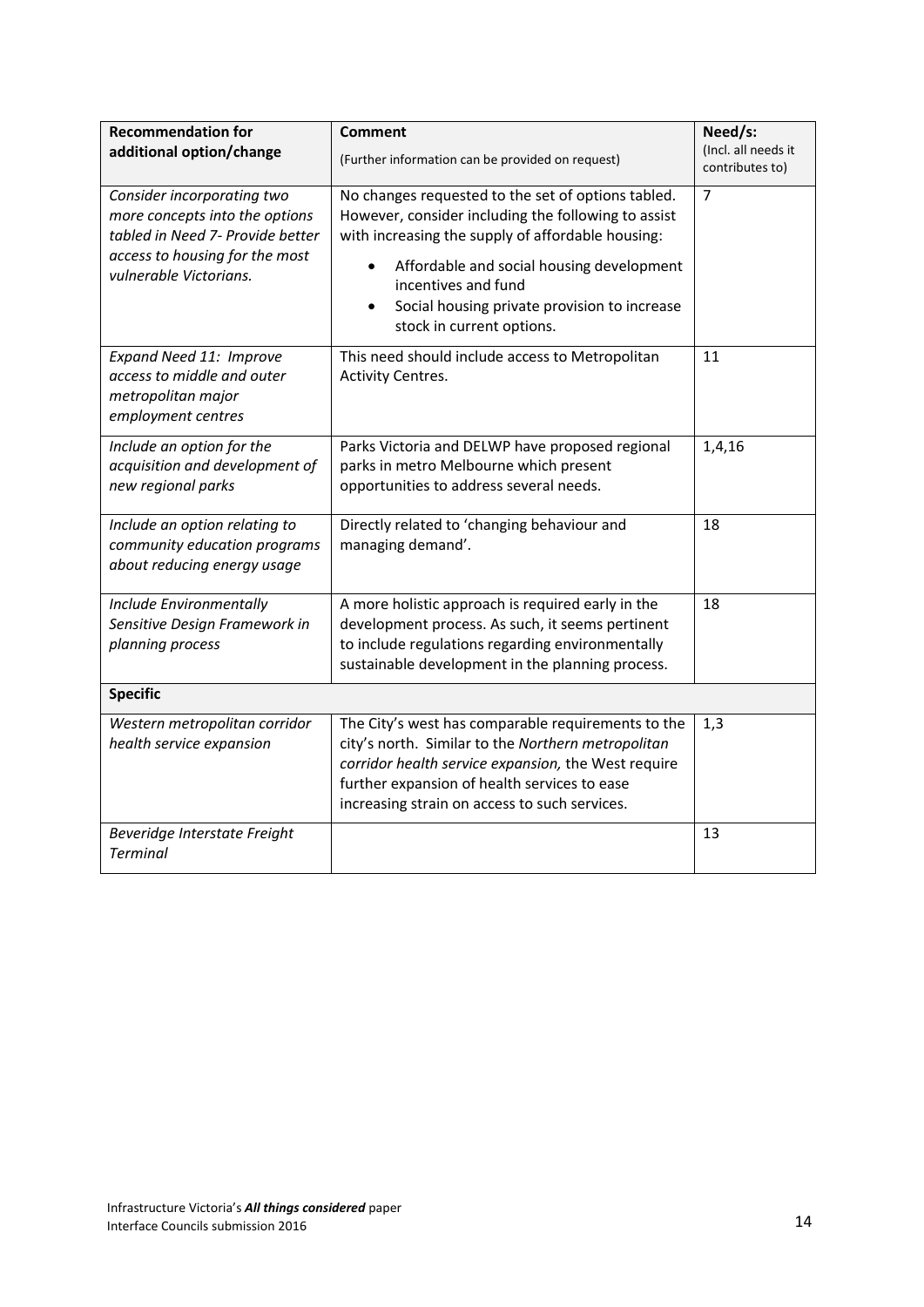| **Recommendation for additional option/change** | **Comment** (Further information can be provided on request) | **Need/s:** (Incl. all needs it contributes to) |
|---|---|---|
| *Consider incorporating two more concepts into the options tabled in Need 7- Provide better access to housing for the most vulnerable Victorians.* | No changes requested to the set of options tabled. However, consider including the following to assist with increasing the supply of affordable housing: <br>• Affordable and social housing development incentives and fund <br>• Social housing private provision to increase stock in current options. | 7 |
| *Expand Need 11: Improve access to middle and outer metropolitan major employment centres* | This need should include access to Metropolitan Activity Centres. | 11 |
| *Include an option for the acquisition and development of new regional parks* | Parks Victoria and DELWP have proposed regional parks in metro Melbourne which present opportunities to address several needs. | 1,4,16 |
| *Include an option relating to community education programs about reducing energy usage* | Directly related to 'changing behaviour and managing demand'. | 18 |
| *Include Environmentally Sensitive Design Framework in planning process* | A more holistic approach is required early in the development process. As such, it seems pertinent to include regulations regarding environmentally sustainable development in the planning process. | 18 |
| **Specific** | | |
| *Western metropolitan corridor health service expansion* | The City's west has comparable requirements to the city's north. Similar to the *Northern metropolitan corridor health service expansion,* the West require further expansion of health services to ease increasing strain on access to such services. | 1,3 |
| *Beveridge Interstate Freight Terminal* | | 13 |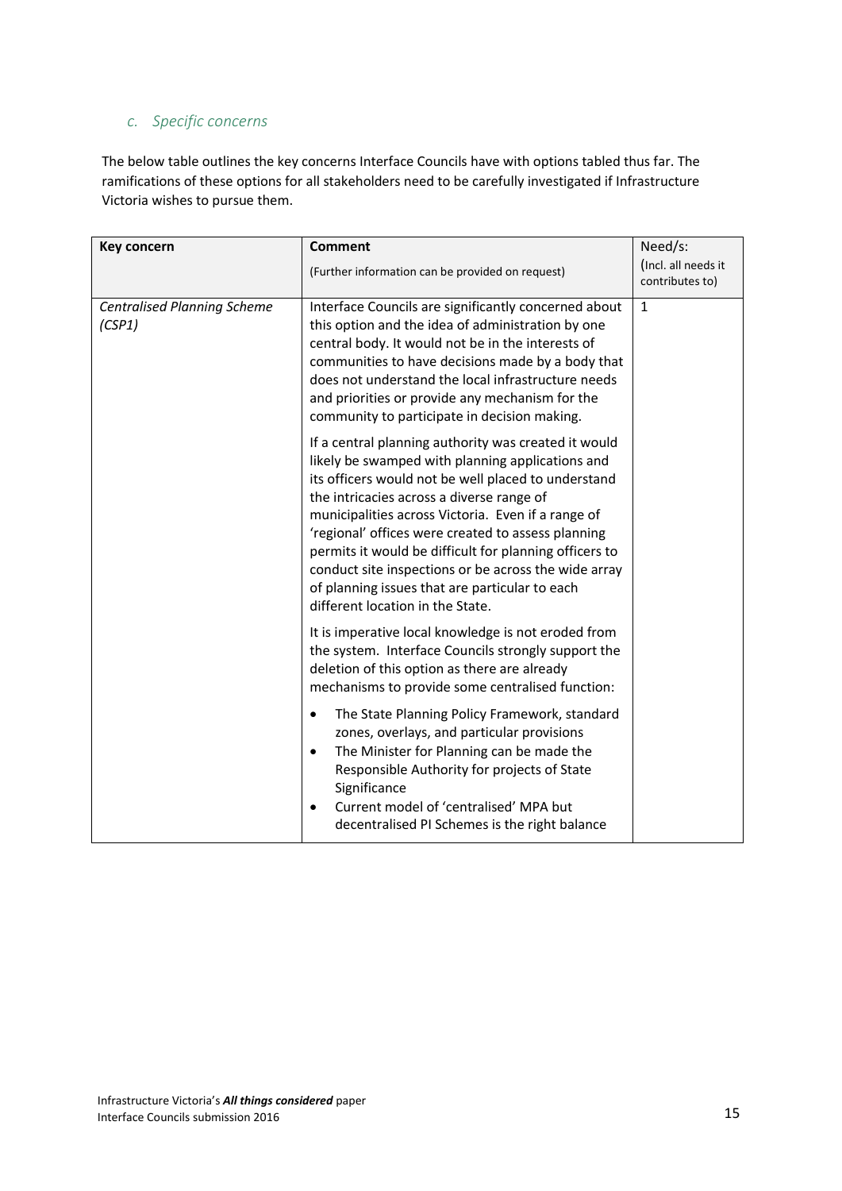### *c. Specific concerns*

The below table outlines the key concerns Interface Councils have with options tabled thus far. The ramifications of these options for all stakeholders need to be carefully investigated if Infrastructure Victoria wishes to pursue them.

| **Key concern** | **Comment**<br>(Further information can be provided on request) | Need/s:<br>(Incl. all needs it contributes to) |
|---|---|---|
| *Centralised Planning Scheme (CSP1)* | Interface Councils are significantly concerned about this option and the idea of administration by one central body. It would not be in the interests of communities to have decisions made by a body that does not understand the local infrastructure needs and priorities or provide any mechanism for the community to participate in decision making.<br><br>If a central planning authority was created it would likely be swamped with planning applications and its officers would not be well placed to understand the intricacies across a diverse range of municipalities across Victoria. Even if a range of 'regional' offices were created to assess planning permits it would be difficult for planning officers to conduct site inspections or be across the wide array of planning issues that are particular to each different location in the State.<br><br>It is imperative local knowledge is not eroded from the system. Interface Councils strongly support the deletion of this option as there are already mechanisms to provide some centralised function:<br><br>• The State Planning Policy Framework, standard zones, overlays, and particular provisions<br>• The Minister for Planning can be made the Responsible Authority for projects of State Significance<br>• Current model of 'centralised' MPA but decentralised PI Schemes is the right balance | 1 |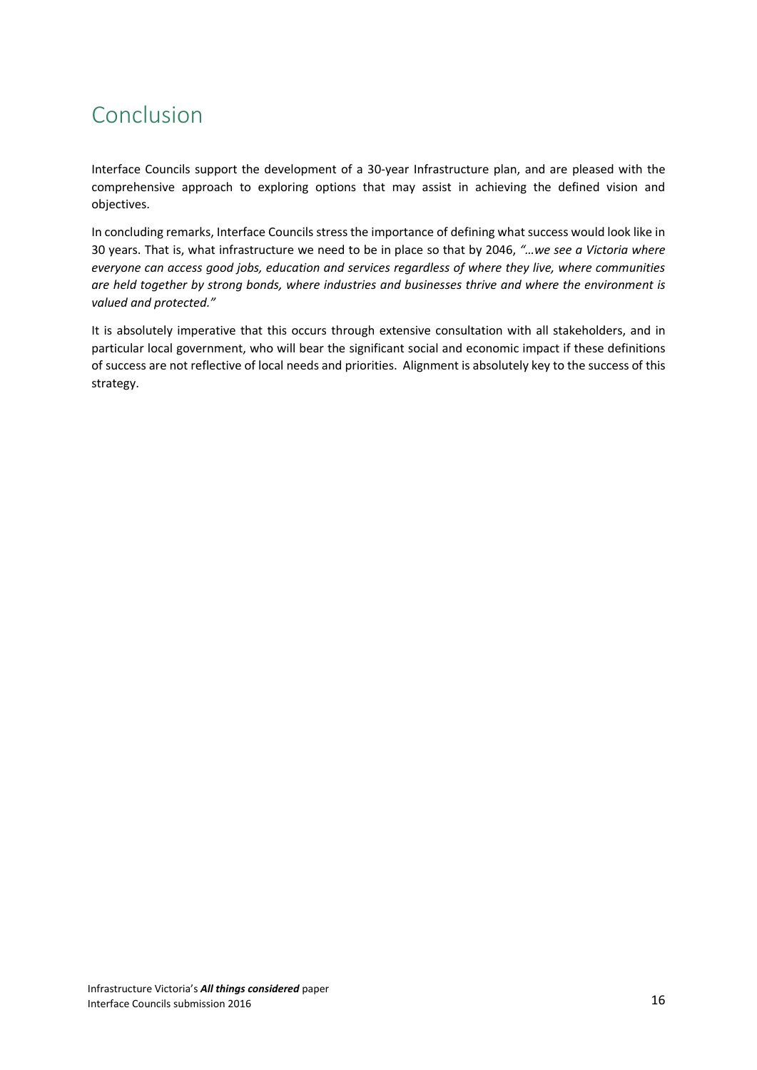# Conclusion

Interface Councils support the development of a 30-year Infrastructure plan, and are pleased with the comprehensive approach to exploring options that may assist in achieving the defined vision and objectives.

In concluding remarks, Interface Councils stress the importance of defining what success would look like in 30 years. That is, what infrastructure we need to be in place so that by 2046, *"…we see a Victoria where everyone can access good jobs, education and services regardless of where they live, where communities are held together by strong bonds, where industries and businesses thrive and where the environment is valued and protected."*

It is absolutely imperative that this occurs through extensive consultation with all stakeholders, and in particular local government, who will bear the significant social and economic impact if these definitions of success are not reflective of local needs and priorities. Alignment is absolutely key to the success of this strategy.